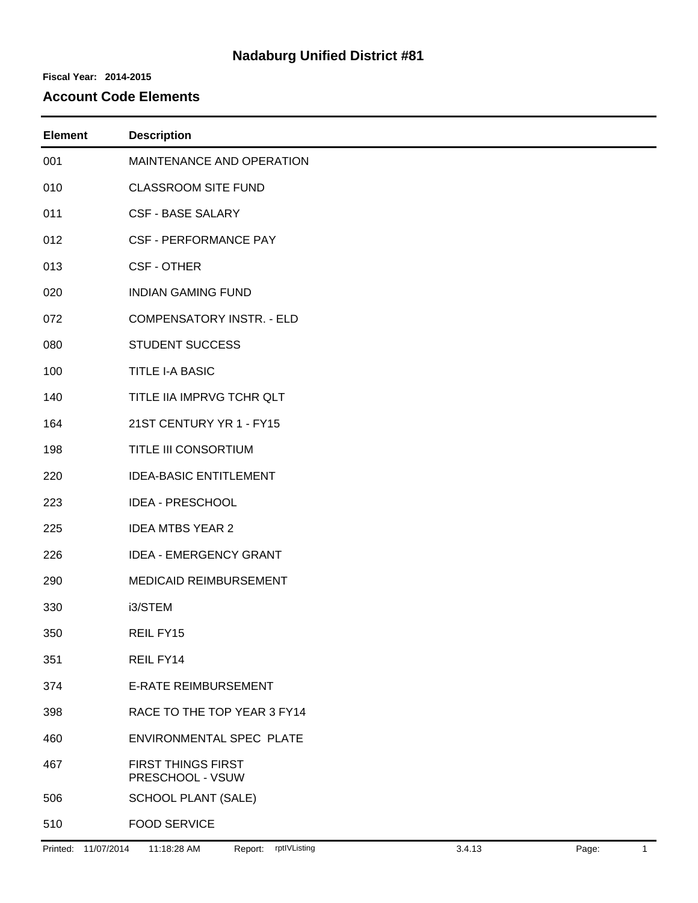# Nadaburg Unified District #81

**Fiscal Year: 2014-2015**

## Account Code Elements

| Element | Description |
|---|---|
| 001 | MAINTENANCE AND OPERATION |
| 010 | CLASSROOM SITE FUND |
| 011 | CSF - BASE SALARY |
| 012 | CSF - PERFORMANCE PAY |
| 013 | CSF - OTHER |
| 020 | INDIAN GAMING FUND |
| 072 | COMPENSATORY INSTR. - ELD |
| 080 | STUDENT SUCCESS |
| 100 | TITLE I-A BASIC |
| 140 | TITLE IIA IMPRVG TCHR QLT |
| 164 | 21ST CENTURY YR 1 - FY15 |
| 198 | TITLE III CONSORTIUM |
| 220 | IDEA-BASIC ENTITLEMENT |
| 223 | IDEA - PRESCHOOL |
| 225 | IDEA MTBS YEAR 2 |
| 226 | IDEA - EMERGENCY GRANT |
| 290 | MEDICAID REIMBURSEMENT |
| 330 | i3/STEM |
| 350 | REIL FY15 |
| 351 | REIL FY14 |
| 374 | E-RATE REIMBURSEMENT |
| 398 | RACE TO THE TOP YEAR 3 FY14 |
| 460 | ENVIRONMENTAL SPEC PLATE |
| 467 | FIRST THINGS FIRST PRESCHOOL - VSUW |
| 506 | SCHOOL PLANT (SALE) |
| 510 | FOOD SERVICE |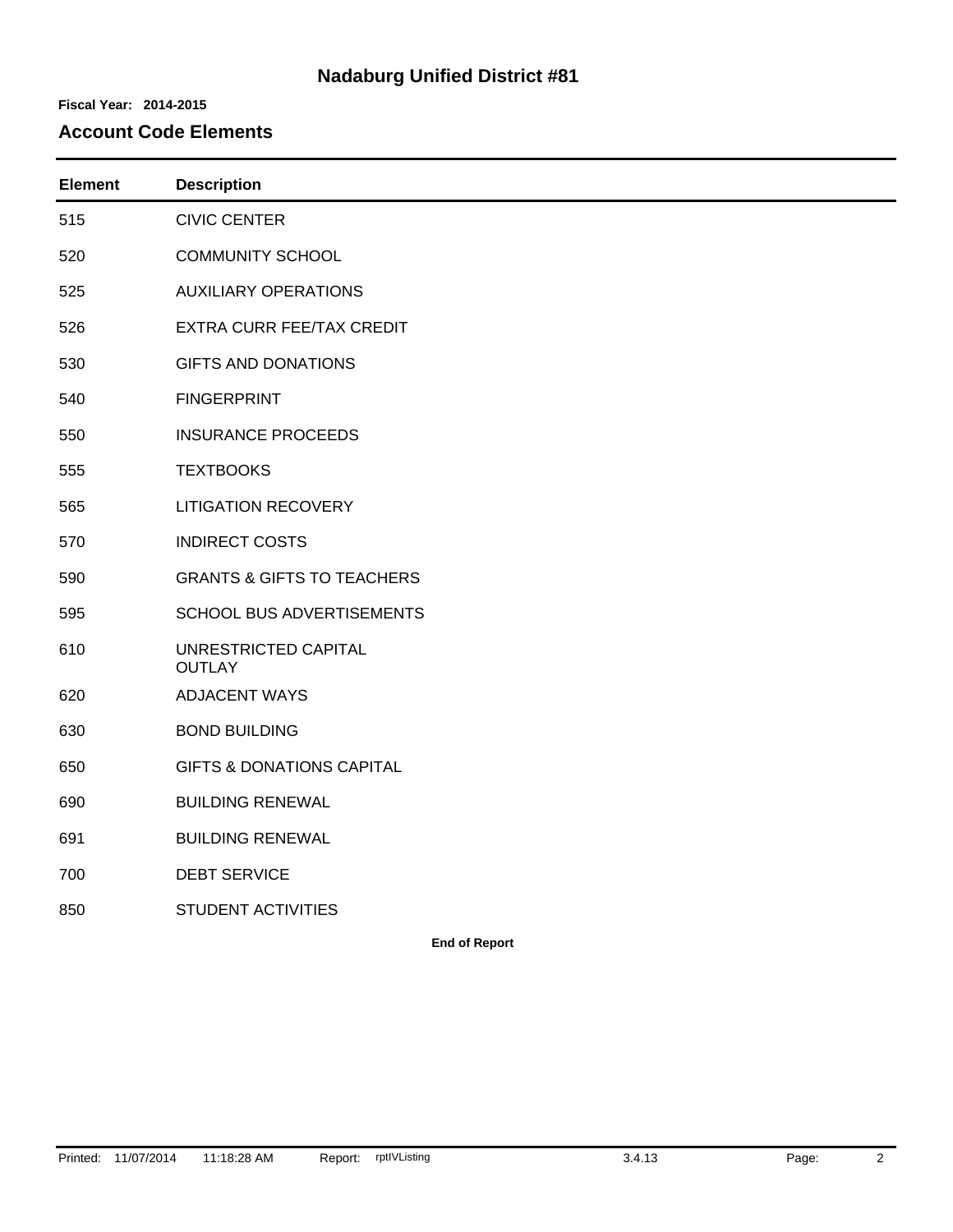# Nadaburg Unified District #81

**Fiscal Year: 2014-2015**

## Account Code Elements

| Element | Description |
|---|---|
| 515 | CIVIC CENTER |
| 520 | COMMUNITY SCHOOL |
| 525 | AUXILIARY OPERATIONS |
| 526 | EXTRA CURR FEE/TAX CREDIT |
| 530 | GIFTS AND DONATIONS |
| 540 | FINGERPRINT |
| 550 | INSURANCE PROCEEDS |
| 555 | TEXTBOOKS |
| 565 | LITIGATION RECOVERY |
| 570 | INDIRECT COSTS |
| 590 | GRANTS & GIFTS TO TEACHERS |
| 595 | SCHOOL BUS ADVERTISEMENTS |
| 610 | UNRESTRICTED CAPITAL OUTLAY |
| 620 | ADJACENT WAYS |
| 630 | BOND BUILDING |
| 650 | GIFTS & DONATIONS CAPITAL |
| 690 | BUILDING RENEWAL |
| 691 | BUILDING RENEWAL |
| 700 | DEBT SERVICE |
| 850 | STUDENT ACTIVITIES |

**End of Report**

Printed: 11/07/2014 11:18:28 AM Report: rptIVListing 3.4.13